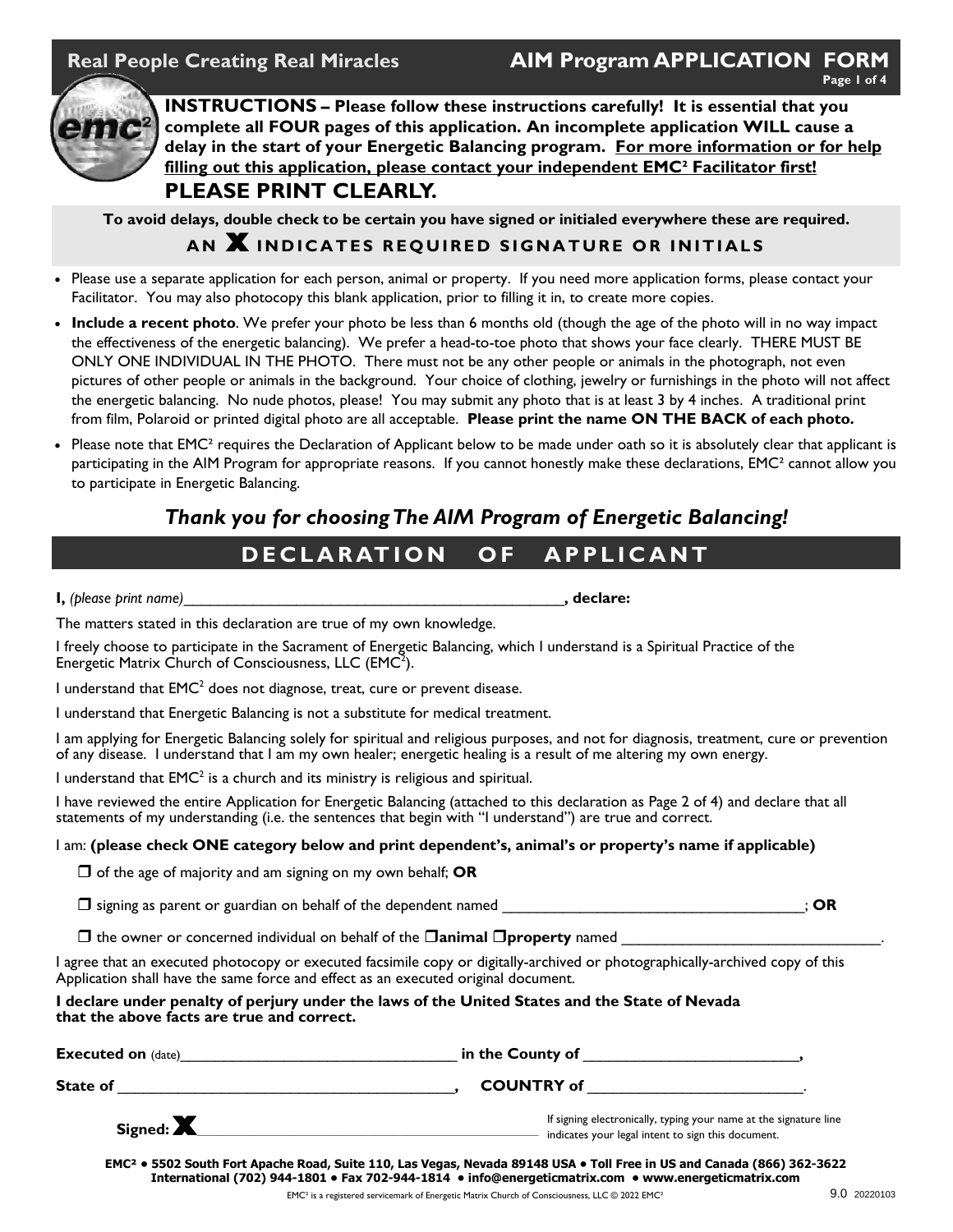**Real People Creating Real Miracles**

# AIM Program APPLICATION FORM

**INSTRUCTIONS – Please follow these instructions carefully! It is essential that you complete all FOUR pages of this application. An incomplete application WILL cause a delay in the start of your Energetic Balancing program. For more information or for help filling out this application, please contact your independent EMC² Facilitator first!**

## PLEASE PRINT CLEARLY.

**To avoid delays, double check to be certain you have signed or initialed everywhere these are required.**

**AN X INDICATES REQUIRED SIGNATURE OR INITIALS**

- Please use a separate application for each person, animal or property. If you need more application forms, please contact your Facilitator. You may also photocopy this blank application, prior to filling it in, to create more copies.
- **Include a recent photo**. We prefer your photo be less than 6 months old (though the age of the photo will in no way impact the effectiveness of the energetic balancing). We prefer a head-to-toe photo that shows your face clearly. THERE MUST BE ONLY ONE INDIVIDUAL IN THE PHOTO. There must not be any other people or animals in the photograph, not even pictures of other people or animals in the background. Your choice of clothing, jewelry or furnishings in the photo will not affect the energetic balancing. No nude photos, please! You may submit any photo that is at least 3 by 4 inches. A traditional print from film, Polaroid or printed digital photo are all acceptable. **Please print the name ON THE BACK of each photo.**
- Please note that EMC² requires the Declaration of Applicant below to be made under oath so it is absolutely clear that applicant is participating in the AIM Program for appropriate reasons. If you cannot honestly make these declarations, EMC² cannot allow you to participate in Energetic Balancing.

***Thank you for choosing The AIM Program of Energetic Balancing!***

## DECLARATION OF APPLICANT

**I,** *(please print name)*\_\_\_\_\_\_\_\_\_\_\_\_\_\_\_\_\_\_\_\_\_\_\_\_\_\_\_\_\_\_\_\_\_\_\_\_\_\_\_\_\_\_\_\_, **declare:**

The matters stated in this declaration are true of my own knowledge.

I freely choose to participate in the Sacrament of Energetic Balancing, which I understand is a Spiritual Practice of the Energetic Matrix Church of Consciousness, LLC (EMC²).

I understand that EMC² does not diagnose, treat, cure or prevent disease.

I understand that Energetic Balancing is not a substitute for medical treatment.

I am applying for Energetic Balancing solely for spiritual and religious purposes, and not for diagnosis, treatment, cure or prevention of any disease. I understand that I am my own healer; energetic healing is a result of me altering my own energy.

I understand that EMC² is a church and its ministry is religious and spiritual.

I have reviewed the entire Application for Energetic Balancing (attached to this declaration as Page 2 of 4) and declare that all statements of my understanding (i.e. the sentences that begin with "I understand") are true and correct.

I am: **(please check ONE category below and print dependent's, animal's or property's name if applicable)**

- ☐ of the age of majority and am signing on my own behalf; **OR**
- ☐ signing as parent or guardian on behalf of the dependent named \_\_\_\_\_\_\_\_\_\_\_\_\_\_\_\_\_\_\_\_\_\_\_\_\_\_\_\_\_\_\_\_\_\_\_\_; **OR**
- ☐ the owner or concerned individual on behalf of the ☐**animal** ☐**property** named \_\_\_\_\_\_\_\_\_\_\_\_\_\_\_\_\_\_\_\_\_\_\_\_\_\_\_\_\_\_.

I agree that an executed photocopy or executed facsimile copy or digitally-archived or photographically-archived copy of this Application shall have the same force and effect as an executed original document.

**I declare under penalty of perjury under the laws of the United States and the State of Nevada that the above facts are true and correct.**

**Executed on** (date)\_\_\_\_\_\_\_\_\_\_\_\_\_\_\_\_\_\_\_\_\_\_\_\_\_\_\_\_\_\_\_\_ **in the County of** \_\_\_\_\_\_\_\_\_\_\_\_\_\_\_\_\_\_\_\_\_\_\_\_\_\_,

**State of** \_\_\_\_\_\_\_\_\_\_\_\_\_\_\_\_\_\_\_\_\_\_\_\_\_\_\_\_\_\_\_\_\_\_\_\_\_\_\_\_, **COUNTRY of** \_\_\_\_\_\_\_\_\_\_\_\_\_\_\_\_\_\_\_\_\_\_\_\_\_.

**Signed: X**\_\_\_\_\_\_\_\_\_\_\_\_\_\_\_\_\_\_\_\_\_\_\_\_\_\_\_\_\_\_\_\_\_\_\_\_\_\_\_\_\_\_

If signing electronically, typing your name at the signature line indicates your legal intent to sign this document.

**EMC² • 5502 South Fort Apache Road, Suite 110, Las Vegas, Nevada 89148 USA • Toll Free in US and Canada (866) 362-3622**
**International (702) 944-1801 • Fax 702-944-1814 • info@energeticmatrix.com • www.energeticmatrix.com**

EMC² is a registered servicemark of Energetic Matrix Church of Consciousness, LLC © 2022 EMC²

9.0 20220103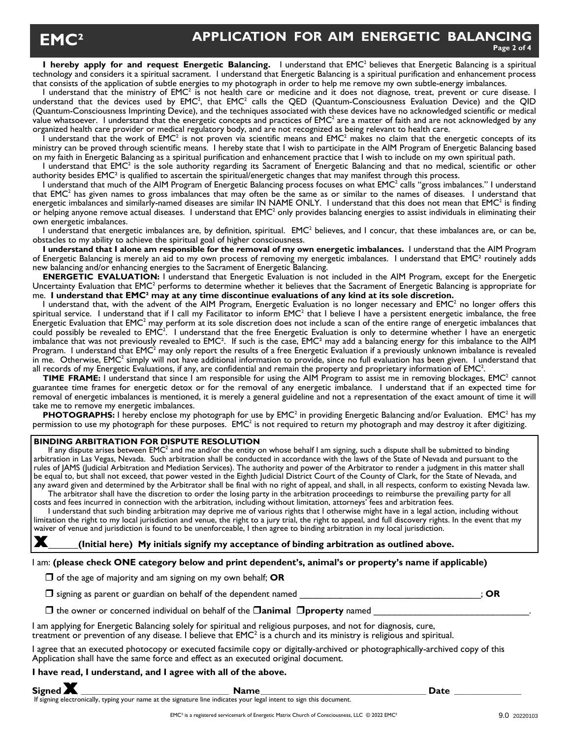# EMC² APPLICATION FOR AIM ENERGETIC BALANCING

**I hereby apply for and request Energetic Balancing.** I understand that EMC² believes that Energetic Balancing is a spiritual technology and considers it a spiritual sacrament. I understand that Energetic Balancing is a spiritual purification and enhancement process that consists of the application of subtle energies to my photograph in order to help me remove my own subtle-energy imbalances.

I understand that the ministry of EMC² is not health care or medicine and it does not diagnose, treat, prevent or cure disease. I understand that the devices used by EMC², that EMC² calls the QED (Quantum-Consciousness Evaluation Device) and the QID (Quantum-Consciousness Imprinting Device), and the techniques associated with these devices have no acknowledged scientific or medical value whatsoever. I understand that the energetic concepts and practices of EMC² are a matter of faith and are not acknowledged by any organized health care provider or medical regulatory body, and are not recognized as being relevant to health care.

I understand that the work of EMC² is not proven via scientific means and EMC² makes no claim that the energetic concepts of its ministry can be proved through scientific means. I hereby state that I wish to participate in the AIM Program of Energetic Balancing based on my faith in Energetic Balancing as a spiritual purification and enhancement practice that I wish to include on my own spiritual path.

I understand that EMC² is the sole authority regarding its Sacrament of Energetic Balancing and that no medical, scientific or other authority besides EMC² is qualified to ascertain the spiritual/energetic changes that may manifest through this process.

I understand that much of the AIM Program of Energetic Balancing process focuses on what EMC² calls "gross imbalances." I understand that EMC² has given names to gross imbalances that may often be the same as or similar to the names of diseases. I understand that energetic imbalances and similarly-named diseases are similar IN NAME ONLY. I understand that this does not mean that EMC² is finding or helping anyone remove actual diseases. I understand that EMC² only provides balancing energies to assist individuals in eliminating their own energetic imbalances.

I understand that energetic imbalances are, by definition, spiritual. EMC² believes, and I concur, that these imbalances are, or can be, obstacles to my ability to achieve the spiritual goal of higher consciousness.

**I understand that I alone am responsible for the removal of my own energetic imbalances.** I understand that the AIM Program of Energetic Balancing is merely an aid to my own process of removing my energetic imbalances. I understand that EMC² routinely adds new balancing and/or enhancing energies to the Sacrament of Energetic Balancing.

**ENERGETIC EVALUATION:** I understand that Energetic Evaluation is not included in the AIM Program, except for the Energetic Uncertainty Evaluation that EMC² performs to determine whether it believes that the Sacrament of Energetic Balancing is appropriate for me. **I understand that EMC² may at any time discontinue evaluations of any kind at its sole discretion.**

I understand that, with the advent of the AIM Program, Energetic Evaluation is no longer necessary and EMC² no longer offers this spiritual service. I understand that if I call my Facilitator to inform EMC² that I believe I have a persistent energetic imbalance, the free Energetic Evaluation that EMC² may perform at its sole discretion does not include a scan of the entire range of energetic imbalances that could possibly be revealed to EMC². I understand that the free Energetic Evaluation is only to determine whether I have an energetic imbalance that was not previously revealed to EMC². If such is the case, EMC² may add a balancing energy for this imbalance to the AIM Program. I understand that EMC² may only report the results of a free Energetic Evaluation if a previously unknown imbalance is revealed in me. Otherwise, EMC² simply will not have additional information to provide, since no full evaluation has been given. I understand that all records of my Energetic Evaluations, if any, are confidential and remain the property and proprietary information of EMC².

**TIME FRAME:** I understand that since I am responsible for using the AIM Program to assist me in removing blockages, EMC² cannot guarantee time frames for energetic detox or for the removal of any energetic imbalance. I understand that if an expected time for removal of energetic imbalances is mentioned, it is merely a general guideline and not a representation of the exact amount of time it will take me to remove my energetic imbalances.

**PHOTOGRAPHS:** I hereby enclose my photograph for use by EMC² in providing Energetic Balancing and/or Evaluation. EMC² has my permission to use my photograph for these purposes. EMC² is not required to return my photograph and may destroy it after digitizing.

**BINDING ARBITRATION FOR DISPUTE RESOLUTION**

If any dispute arises between EMC² and me and/or the entity on whose behalf I am signing, such a dispute shall be submitted to binding arbitration in Las Vegas, Nevada. Such arbitration shall be conducted in accordance with the laws of the State of Nevada and pursuant to the rules of JAMS (Judicial Arbitration and Mediation Services). The authority and power of the Arbitrator to render a judgment in this matter shall be equal to, but shall not exceed, that power vested in the Eighth Judicial District Court of the County of Clark, for the State of Nevada, and any award given and determined by the Arbitrator shall be final with no right of appeal, and shall, in all respects, conform to existing Nevada law.

The arbitrator shall have the discretion to order the losing party in the arbitration proceedings to reimburse the prevailing party for all costs and fees incurred in connection with the arbitration, including without limitation, attorneys' fees and arbitration fees.

I understand that such binding arbitration may deprive me of various rights that I otherwise might have in a legal action, including without limitation the right to my local jurisdiction and venue, the right to a jury trial, the right to appeal, and full discovery rights. In the event that my waiver of venue and jurisdiction is found to be unenforceable, I then agree to binding arbitration in my local jurisdiction.

**X______(Initial here) My initials signify my acceptance of binding arbitration as outlined above.**

I am: **(please check ONE category below and print dependent's, animal's or property's name if applicable)**

- ☐ of the age of majority and am signing on my own behalf; **OR**
- ☐ signing as parent or guardian on behalf of the dependent named ____________________________________; **OR**
- ☐ the owner or concerned individual on behalf of the ☐**animal** ☐**property** named ________________________________.

I am applying for Energetic Balancing solely for spiritual and religious purposes, and not for diagnosis, cure, treatment or prevention of any disease. I believe that EMC² is a church and its ministry is religious and spiritual.

I agree that an executed photocopy or executed facsimile copy or digitally-archived or photographically-archived copy of this Application shall have the same force and effect as an executed original document.

**I have read, I understand, and I agree with all of the above.**

**Signed X** ______________________________ **Name**_________________________________ **Date** _____________

If signing electronically, typing your name at the signature line indicates your legal intent to sign this document.

EMC² is a registered servicemark of Energetic Matrix Church of Consciousness, LLC © 2022 EMC²

9.0 20220103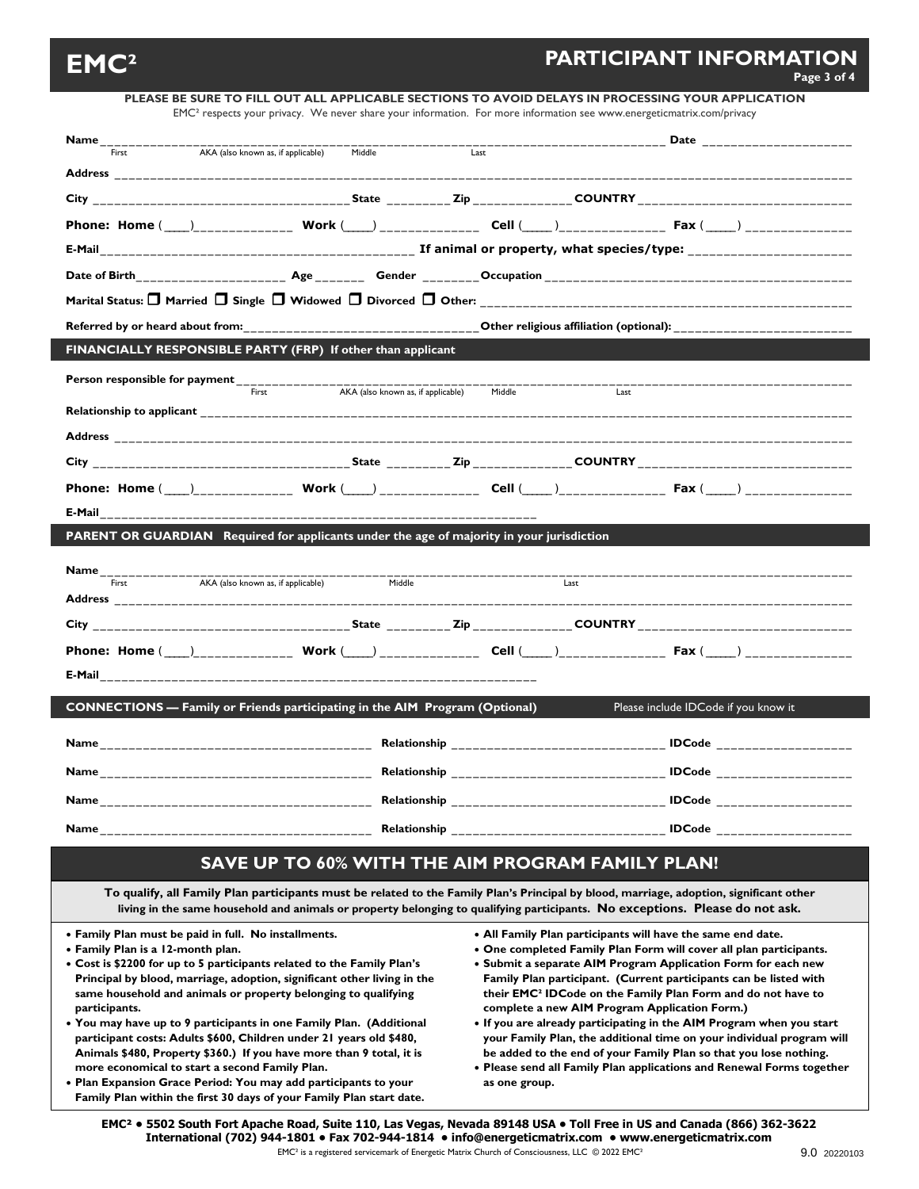# EMC²

## PARTICIPANT INFORMATION

**PLEASE BE SURE TO FILL OUT ALL APPLICABLE SECTIONS TO AVOID DELAYS IN PROCESSING YOUR APPLICATION**

EMC² respects your privacy. We never share your information. For more information see www.energeticmatrix.com/privacy

**Name** ______________________________ **Date** ______________
First AKA (also known as, if applicable) Middle Last

**Address** ______________________________

**City** ______________ **State** ________ **Zip** ____________ **COUNTRY** ______________

**Phone: Home** (____)____________ **Work** (____) ____________ **Cell** (____)____________ **Fax** (____) ____________

**E-Mail** ______________________ **If animal or property, what species/type:** ______________

**Date of Birth** ____________ **Age** ______ **Gender** ________ **Occupation** ______________

**Marital Status:** ☐ **Married** ☐ **Single** ☐ **Widowed** ☐ **Divorced** ☐ **Other:** ______________

**Referred by or heard about from:** ______________ **Other religious affiliation (optional):** ______________

## FINANCIALLY RESPONSIBLE PARTY (FRP) If other than applicant

**Person responsible for payment** ______________________________
First AKA (also known as, if applicable) Middle Last

**Relationship to applicant** ______________________________

**Address** ______________________________

**City** ______________ **State** ________ **Zip** ____________ **COUNTRY** ______________

**Phone: Home** (____)____________ **Work** (____) ____________ **Cell** (____)____________ **Fax** (____) ____________

**E-Mail** ______________________________

## PARENT OR GUARDIAN Required for applicants under the age of majority in your jurisdiction

**Name** ______________________________
First AKA (also known as, if applicable) Middle Last

**Address** ______________________________

**City** ______________ **State** ________ **Zip** ____________ **COUNTRY** ______________

**Phone: Home** (____)____________ **Work** (____) ____________ **Cell** (____)____________ **Fax** (____) ____________

**E-Mail** ______________________________

## CONNECTIONS — Family or Friends participating in the AIM Program (Optional)

Please include IDCode if you know it

**Name** ______________________ **Relationship** ______________________ **IDCode** ______________

**Name** ______________________ **Relationship** ______________________ **IDCode** ______________

**Name** ______________________ **Relationship** ______________________ **IDCode** ______________

**Name** ______________________ **Relationship** ______________________ **IDCode** ______________

## SAVE UP TO 60% WITH THE AIM PROGRAM FAMILY PLAN!

**To qualify, all Family Plan participants must be related to the Family Plan's Principal by blood, marriage, adoption, significant other living in the same household and animals or property belonging to qualifying participants. No exceptions. Please do not ask.**

- **Family Plan must be paid in full. No installments.**
- **Family Plan is a 12-month plan.**
- **Cost is $2200 for up to 5 participants related to the Family Plan's Principal by blood, marriage, adoption, significant other living in the same household and animals or property belonging to qualifying participants.**
- **You may have up to 9 participants in one Family Plan. (Additional participant costs: Adults $600, Children under 21 years old $480, Animals $480, Property $360.) If you have more than 9 total, it is more economical to start a second Family Plan.**
- **Plan Expansion Grace Period: You may add participants to your Family Plan within the first 30 days of your Family Plan start date.**
- **All Family Plan participants will have the same end date.**
- **One completed Family Plan Form will cover all plan participants.**
- **Submit a separate AIM Program Application Form for each new Family Plan participant. (Current participants can be listed with their EMC² IDCode on the Family Plan Form and do not have to complete a new AIM Program Application Form.)**
- **If you are already participating in the AIM Program when you start your Family Plan, the additional time on your individual program will be added to the end of your Family Plan so that you lose nothing.**
- **Please send all Family Plan applications and Renewal Forms together as one group.**

**EMC² • 5502 South Fort Apache Road, Suite 110, Las Vegas, Nevada 89148 USA • Toll Free in US and Canada (866) 362-3622**
**International (702) 944-1801 • Fax 702-944-1814 • info@energeticmatrix.com • www.energeticmatrix.com**

EMC² is a registered servicemark of Energetic Matrix Church of Consciousness, LLC © 2022 EMC²

9.0 20220103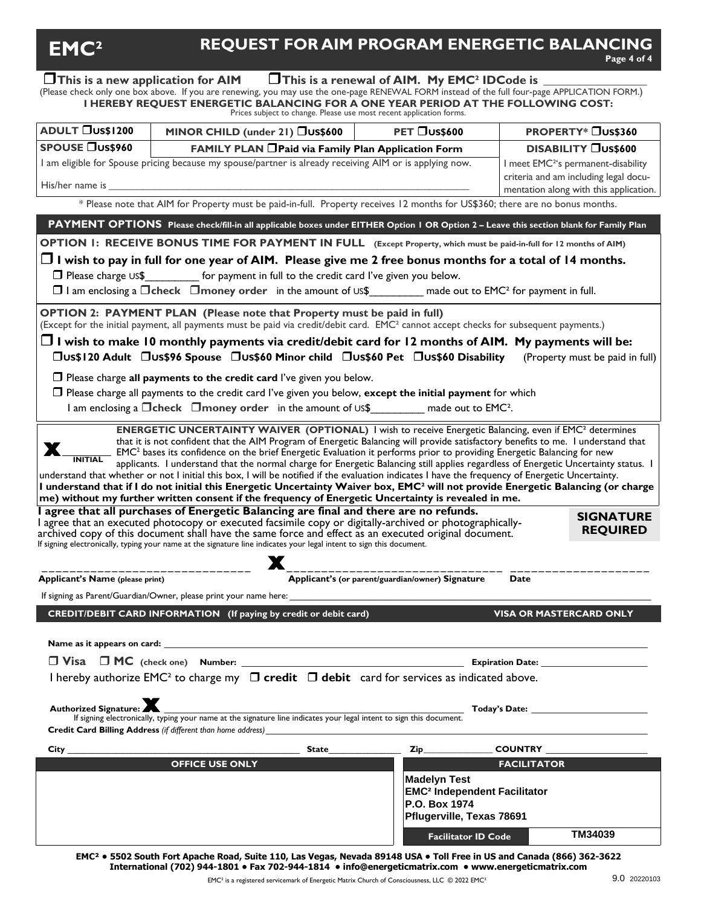# EMC² REQUEST FOR AIM PROGRAM ENERGETIC BALANCING

❒ **This is a new application for AIM** ❒ **This is a renewal of AIM. My EMC² IDCode is** _______________

(Please check only one box above. If you are renewing, you may use the one-page RENEWAL FORM instead of the full four-page APPLICATION FORM.)

**I HEREBY REQUEST ENERGETIC BALANCING FOR A ONE YEAR PERIOD AT THE FOLLOWING COST:**

Prices subject to change. Please use most recent application forms.

| | | | |
|---|---|---|---|
| **ADULT ❒US$1200** | **MINOR CHILD (under 21) ❒US$600** | **PET ❒US$600** | **PROPERTY\* ❒US$360** |
| **SPOUSE ❒US$960** | **FAMILY PLAN ❒Paid via Family Plan Application Form** | | **DISABILITY ❒US$600** |
| I am eligible for Spouse pricing because my spouse/partner is already receiving AIM or is applying now. His/her name is _______________ | | | I meet EMC²'s permanent-disability criteria and am including legal documentation along with this application. |

\* Please note that AIM for Property must be paid-in-full. Property receives 12 months for US$360; there are no bonus months.

## PAYMENT OPTIONS

Please check/fill-in all applicable boxes under EITHER Option 1 OR Option 2 – Leave this section blank for Family Plan

**OPTION 1: RECEIVE BONUS TIME FOR PAYMENT IN FULL** (Except Property, which must be paid-in-full for 12 months of AIM)

❒ **I wish to pay in full for one year of AIM. Please give me 2 free bonus months for a total of 14 months.**

❒ Please charge US$_________ for payment in full to the credit card I've given you below.

❒ I am enclosing a ❒**check** ❒**money order** in the amount of US$_________ made out to EMC² for payment in full.

**OPTION 2: PAYMENT PLAN (Please note that Property must be paid in full)**

(Except for the initial payment, all payments must be paid via credit/debit card. EMC² cannot accept checks for subsequent payments.)

❒ **I wish to make 10 monthly payments via credit/debit card for 12 months of AIM. My payments will be:**

❒**US$120 Adult** ❒**US$96 Spouse** ❒**US$60 Minor child** ❒**US$60 Pet** ❒**US$60 Disability** (Property must be paid in full)

❒ Please charge **all payments to the credit card** I've given you below.

❒ Please charge all payments to the credit card I've given you below, **except the initial payment** for which I am enclosing a ❒**check** ❒**money order** in the amount of US$_________ made out to EMC².

X _______ INITIAL

**ENERGETIC UNCERTAINTY WAIVER (OPTIONAL)** I wish to receive Energetic Balancing, even if EMC² determines that it is not confident that the AIM Program of Energetic Balancing will provide satisfactory benefits to me. I understand that EMC² bases its confidence on the brief Energetic Evaluation it performs prior to providing Energetic Balancing for new applicants. I understand that the normal charge for Energetic Balancing still applies regardless of Energetic Uncertainty status. I understand that whether or not I initial this box, I will be notified if the evaluation indicates I have the frequency of Energetic Uncertainty. **I understand that if I do not initial this Energetic Uncertainty Waiver box, EMC² will not provide Energetic Balancing (or charge me) without my further written consent if the frequency of Energetic Uncertainty is revealed in me.**

**I agree that all purchases of Energetic Balancing are final and there are no refunds.**

I agree that an executed photocopy or executed facsimile copy or digitally-archived or photographically-archived copy of this document shall have the same force and effect as an executed original document.

If signing electronically, typing your name at the signature line indicates your legal intent to sign this document.

**SIGNATURE REQUIRED**

______________________________ X ______________________________ ____________________

**Applicant's Name (please print)** **Applicant's (or parent/guardian/owner) Signature** **Date**

If signing as Parent/Guardian/Owner, please print your name here: _______________

## CREDIT/DEBIT CARD INFORMATION (If paying by credit or debit card) — VISA OR MASTERCARD ONLY

**Name as it appears on card:** _______________

❒ **Visa** ❒ **MC** (check one) **Number:** _______________ **Expiration Date:** _______________

I hereby authorize EMC² to charge my ❒ **credit** ❒ **debit** card for services as indicated above.

**Authorized Signature:** X _______________ **Today's Date:** _______________

If signing electronically, typing your name at the signature line indicates your legal intent to sign this document.

**Credit Card Billing Address** *(if different than home address)* _______________

**City** _______________ **State** _______________ **Zip** _______________ **COUNTRY** _______________

| OFFICE USE ONLY | FACILITATOR | |
|---|---|---|
| | **Madelyn Test**<br>**EMC² Independent Facilitator**<br>**P.O. Box 1974**<br>**Pflugerville, Texas 78691** | |
| | **Facilitator ID Code** | **TM34039** |

**EMC² • 5502 South Fort Apache Road, Suite 110, Las Vegas, Nevada 89148 USA • Toll Free in US and Canada (866) 362-3622**
**International (702) 944-1801 • Fax 702-944-1814 • info@energeticmatrix.com • www.energeticmatrix.com**

EMC² is a registered servicemark of Energetic Matrix Church of Consciousness, LLC © 2022 EMC²

9.0 20220103